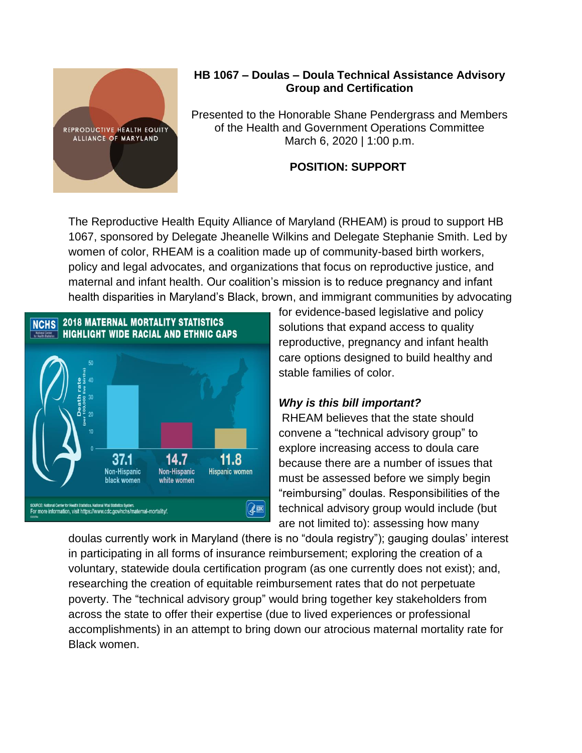**HB 1067 – Doulas – Doula Technical Assistance Advisory Group and Certification**

Presented to the Honorable Shane Pendergrass and Members of the Health and Government Operations Committee
March 6, 2020 | 1:00 p.m.

**POSITION: SUPPORT**

The Reproductive Health Equity Alliance of Maryland (RHEAM) is proud to support HB 1067, sponsored by Delegate Jheanelle Wilkins and Delegate Stephanie Smith. Led by women of color, RHEAM is a coalition made up of community-based birth workers, policy and legal advocates, and organizations that focus on reproductive justice, and maternal and infant health. Our coalition's mission is to reduce pregnancy and infant health disparities in Maryland's Black, brown, and immigrant communities by advocating for evidence-based legislative and policy solutions that expand access to quality reproductive, pregnancy and infant health care options designed to build healthy and stable families of color.

***Why is this bill important?***

RHEAM believes that the state should convene a "technical advisory group" to explore increasing access to doula care because there are a number of issues that must be assessed before we simply begin "reimbursing" doulas. Responsibilities of the technical advisory group would include (but are not limited to): assessing how many doulas currently work in Maryland (there is no "doula registry"); gauging doulas' interest in participating in all forms of insurance reimbursement; exploring the creation of a voluntary, statewide doula certification program (as one currently does not exist); and, researching the creation of equitable reimbursement rates that do not perpetuate poverty. The "technical advisory group" would bring together key stakeholders from across the state to offer their expertise (due to lived experiences or professional accomplishments) in an attempt to bring down our atrocious maternal mortality rate for Black women.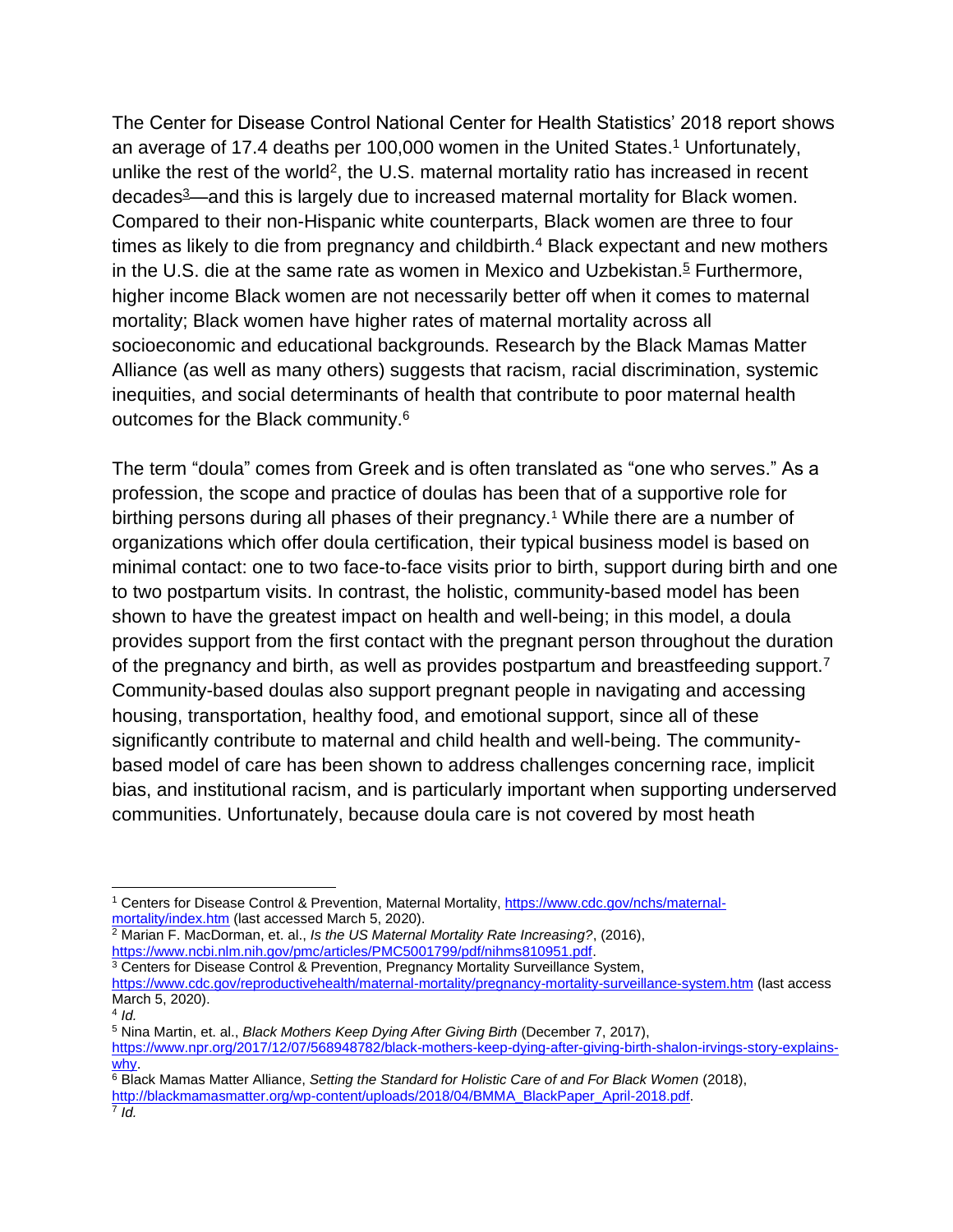The Center for Disease Control National Center for Health Statistics' 2018 report shows an average of 17.4 deaths per 100,000 women in the United States.[1] Unfortunately, unlike the rest of the world[2], the U.S. maternal mortality ratio has increased in recent decades[3]—and this is largely due to increased maternal mortality for Black women. Compared to their non-Hispanic white counterparts, Black women are three to four times as likely to die from pregnancy and childbirth.[4] Black expectant and new mothers in the U.S. die at the same rate as women in Mexico and Uzbekistan.[5] Furthermore, higher income Black women are not necessarily better off when it comes to maternal mortality; Black women have higher rates of maternal mortality across all socioeconomic and educational backgrounds. Research by the Black Mamas Matter Alliance (as well as many others) suggests that racism, racial discrimination, systemic inequities, and social determinants of health that contribute to poor maternal health outcomes for the Black community.[6]

The term "doula" comes from Greek and is often translated as "one who serves." As a profession, the scope and practice of doulas has been that of a supportive role for birthing persons during all phases of their pregnancy.[1] While there are a number of organizations which offer doula certification, their typical business model is based on minimal contact: one to two face-to-face visits prior to birth, support during birth and one to two postpartum visits. In contrast, the holistic, community-based model has been shown to have the greatest impact on health and well-being; in this model, a doula provides support from the first contact with the pregnant person throughout the duration of the pregnancy and birth, as well as provides postpartum and breastfeeding support.[7] Community-based doulas also support pregnant people in navigating and accessing housing, transportation, healthy food, and emotional support, since all of these significantly contribute to maternal and child health and well-being. The community-based model of care has been shown to address challenges concerning race, implicit bias, and institutional racism, and is particularly important when supporting underserved communities. Unfortunately, because doula care is not covered by most heath

---

[1] Centers for Disease Control & Prevention, Maternal Mortality, https://www.cdc.gov/nchs/maternal-mortality/index.htm (last accessed March 5, 2020).

[2] Marian F. MacDorman, et. al., *Is the US Maternal Mortality Rate Increasing?*, (2016), https://www.ncbi.nlm.nih.gov/pmc/articles/PMC5001799/pdf/nihms810951.pdf.

[3] Centers for Disease Control & Prevention, Pregnancy Mortality Surveillance System, https://www.cdc.gov/reproductivehealth/maternal-mortality/pregnancy-mortality-surveillance-system.htm (last access March 5, 2020).

[4] *Id.*

[5] Nina Martin, et. al., *Black Mothers Keep Dying After Giving Birth* (December 7, 2017), https://www.npr.org/2017/12/07/568948782/black-mothers-keep-dying-after-giving-birth-shalon-irvings-story-explains-why.

[6] Black Mamas Matter Alliance, *Setting the Standard for Holistic Care of and For Black Women* (2018), http://blackmamasmatter.org/wp-content/uploads/2018/04/BMMA_BlackPaper_April-2018.pdf.

[7] *Id.*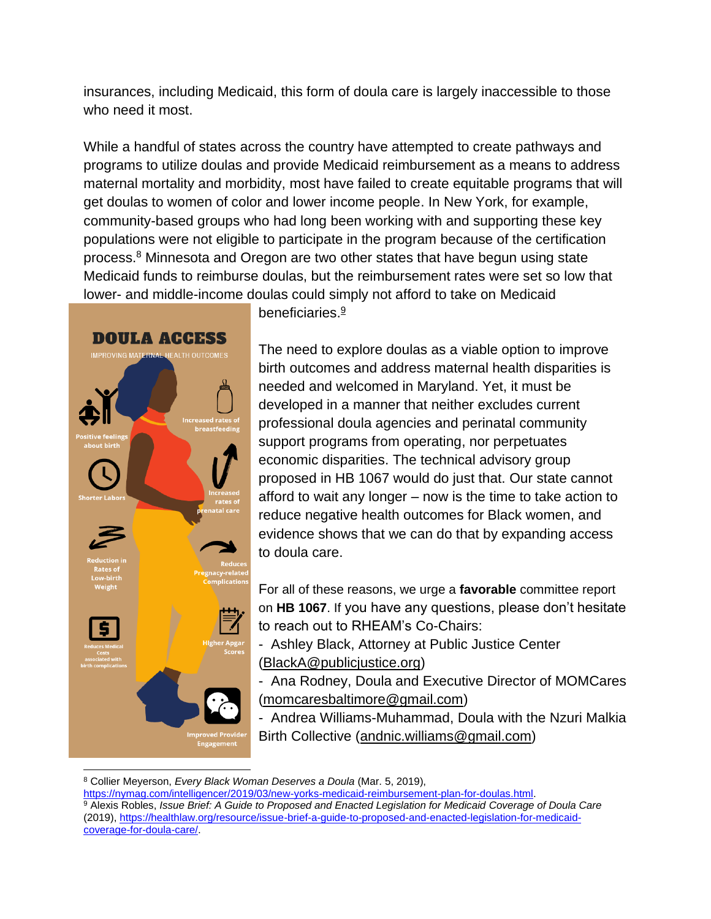insurances, including Medicaid, this form of doula care is largely inaccessible to those who need it most.

While a handful of states across the country have attempted to create pathways and programs to utilize doulas and provide Medicaid reimbursement as a means to address maternal mortality and morbidity, most have failed to create equitable programs that will get doulas to women of color and lower income people. In New York, for example, community-based groups who had long been working with and supporting these key populations were not eligible to participate in the program because of the certification process.[8] Minnesota and Oregon are two other states that have begun using state Medicaid funds to reimburse doulas, but the reimbursement rates were set so low that lower- and middle-income doulas could simply not afford to take on Medicaid beneficiaries.[9]

**DOULA ACCESS**

IMPROVING MATERNAL HEALTH OUTCOMES

- Positive feelings about birth
- Increased rates of breastfeeding
- Shorter Labors
- Increased rates of prenatal care
- Reduction in Rates of Low-birth Weight
- Reduces Pregnancy-related Complications
- Reduces Medical Costs associated with birth complications
- Higher Apgar Scores
- Improved Provider Engagement

The need to explore doulas as a viable option to improve birth outcomes and address maternal health disparities is needed and welcomed in Maryland. Yet, it must be developed in a manner that neither excludes current professional doula agencies and perinatal community support programs from operating, nor perpetuates economic disparities. The technical advisory group proposed in HB 1067 would do just that. Our state cannot afford to wait any longer – now is the time to take action to reduce negative health outcomes for Black women, and evidence shows that we can do that by expanding access to doula care.

For all of these reasons, we urge a **favorable** committee report on **HB 1067**. If you have any questions, please don't hesitate to reach out to RHEAM's Co-Chairs:

- Ashley Black, Attorney at Public Justice Center (BlackA@publicjustice.org)
- Ana Rodney, Doula and Executive Director of MOMCares (momcaresbaltimore@gmail.com)
- Andrea Williams-Muhammad, Doula with the Nzuri Malkia Birth Collective (andnic.williams@gmail.com)

---

[8] Collier Meyerson, *Every Black Woman Deserves a Doula* (Mar. 5, 2019), https://nymag.com/intelligencer/2019/03/new-yorks-medicaid-reimbursement-plan-for-doulas.html.

[9] Alexis Robles, *Issue Brief: A Guide to Proposed and Enacted Legislation for Medicaid Coverage of Doula Care* (2019), https://healthlaw.org/resource/issue-brief-a-guide-to-proposed-and-enacted-legislation-for-medicaid-coverage-for-doula-care/.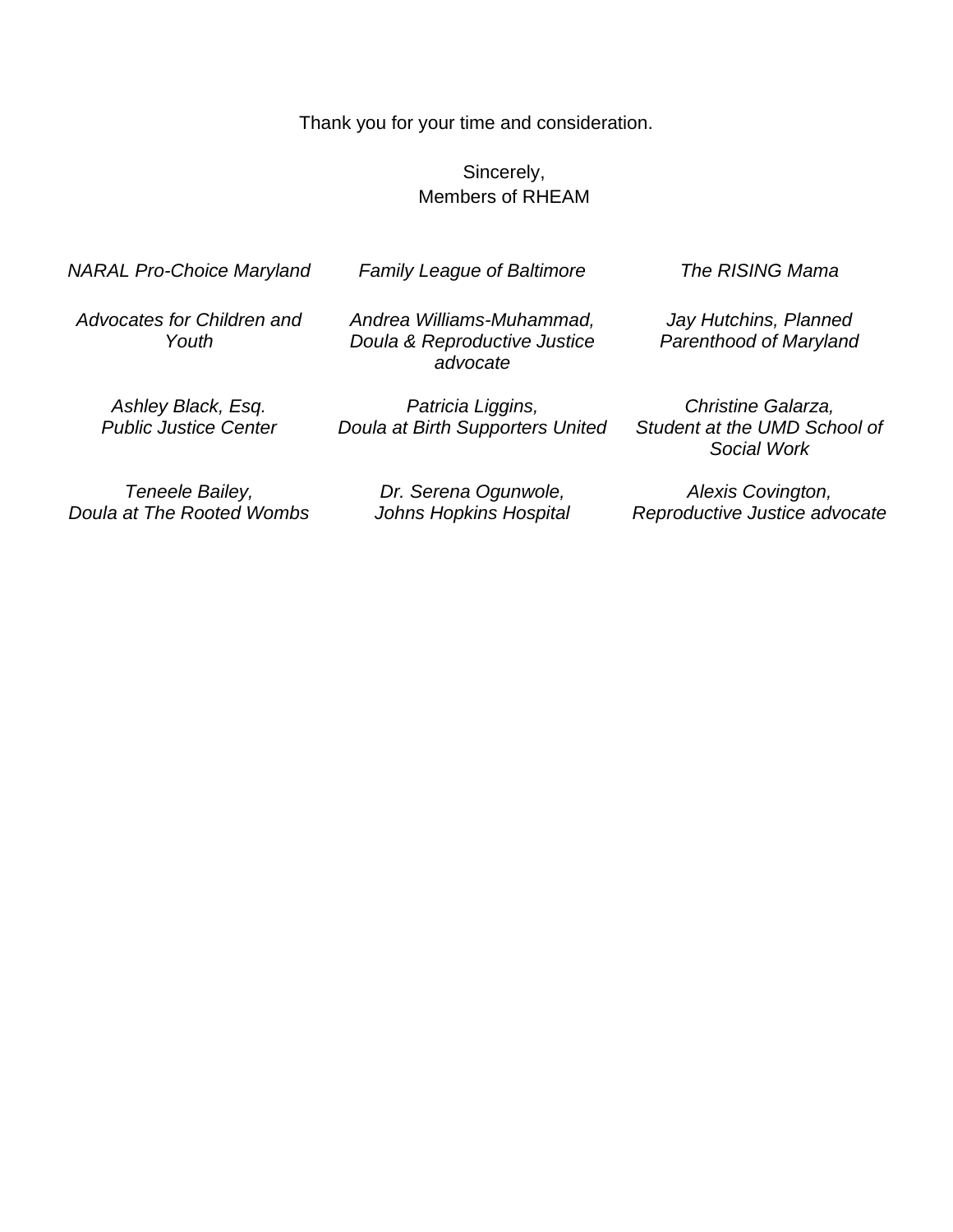Thank you for your time and consideration.

Sincerely,
Members of RHEAM

*NARAL Pro-Choice Maryland*

*Family League of Baltimore*

*The RISING Mama*

*Advocates for Children and Youth*

*Andrea Williams-Muhammad, Doula & Reproductive Justice advocate*

*Jay Hutchins, Planned Parenthood of Maryland*

*Ashley Black, Esq. Public Justice Center*

*Patricia Liggins, Doula at Birth Supporters United*

*Christine Galarza, Student at the UMD School of Social Work*

*Teneele Bailey, Doula at The Rooted Wombs*

*Dr. Serena Ogunwole, Johns Hopkins Hospital*

*Alexis Covington, Reproductive Justice advocate*